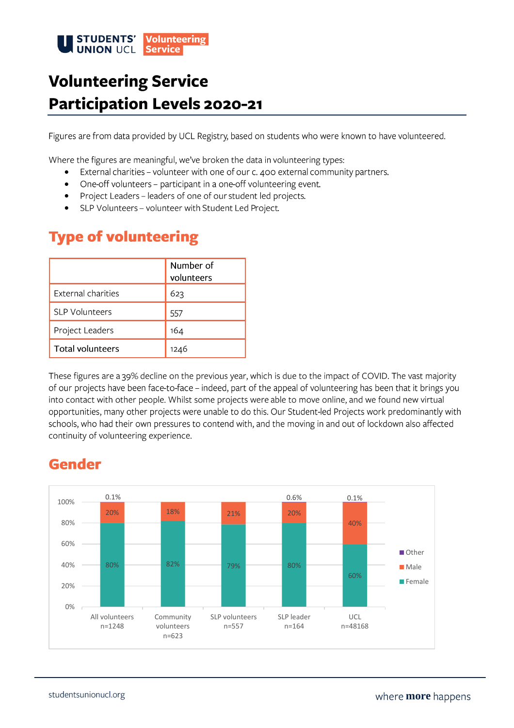STUDENTS' UNION UCL Volunteering Service

# Volunteering Service Participation Levels 2020-21

Figures are from data provided by UCL Registry, based on students who were known to have volunteered.

Where the figures are meaningful, we've broken the data in volunteering types:

- External charities – volunteer with one of our c. 400 external community partners.
- One-off volunteers – participant in a one-off volunteering event.
- Project Leaders – leaders of one of our student led projects.
- SLP Volunteers – volunteer with Student Led Project.

## Type of volunteering

| | Number of volunteers |
|---|---|
| External charities | 623 |
| SLP Volunteers | 557 |
| Project Leaders | 164 |
| **Total volunteers** | 1246 |

These figures are a 39% decline on the previous year, which is due to the impact of COVID. The vast majority of our projects have been face-to-face – indeed, part of the appeal of volunteering has been that it brings you into contact with other people. Whilst some projects were able to move online, and we found new virtual opportunities, many other projects were unable to do this. Our Student-led Projects work predominantly with schools, who had their own pressures to contend with, and the moving in and out of lockdown also affected continuity of volunteering experience.

## Gender

| | Female | Male | Other |
|---|---|---|---|
| All volunteers n=1248 | 80% | 20% | 0.1% |
| Community volunteers n=623 | 82% | 18% | |
| SLP volunteers n=557 | 79% | 21% | |
| SLP leader n=164 | 80% | 20% | 0.6% |
| UCL n=48168 | 60% | 40% | 0.1% |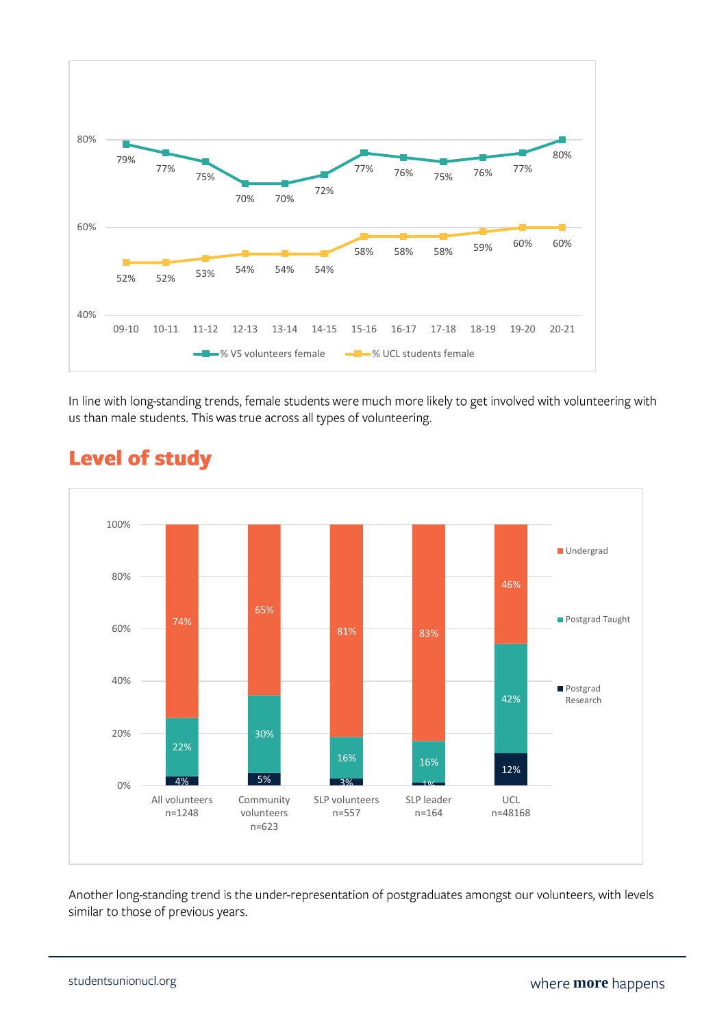| | 09-10 | 10-11 | 11-12 | 12-13 | 13-14 | 14-15 | 15-16 | 16-17 | 17-18 | 18-19 | 19-20 | 20-21 |
|---|---|---|---|---|---|---|---|---|---|---|---|---|
| % VS volunteers female | 79% | 77% | 75% | 70% | 70% | 72% | 77% | 76% | 75% | 76% | 77% | 80% |
| % UCL students female | 52% | 52% | 53% | 54% | 54% | 54% | 58% | 58% | 58% | 59% | 60% | 60% |

In line with long-standing trends, female students were much more likely to get involved with volunteering with us than male students. This was true across all types of volunteering.

## Level of study

| | All volunteers n=1248 | Community volunteers n=623 | SLP volunteers n=557 | SLP leader n=164 | UCL n=48168 |
|---|---|---|---|---|---|
| Undergrad | 74% | 65% | 81% | 83% | 46% |
| Postgrad Taught | 22% | 30% | 16% | 16% | 42% |
| Postgrad Research | 4% | 5% | 3% | 1% | 12% |

Another long-standing trend is the under-representation of postgraduates amongst our volunteers, with levels similar to those of previous years.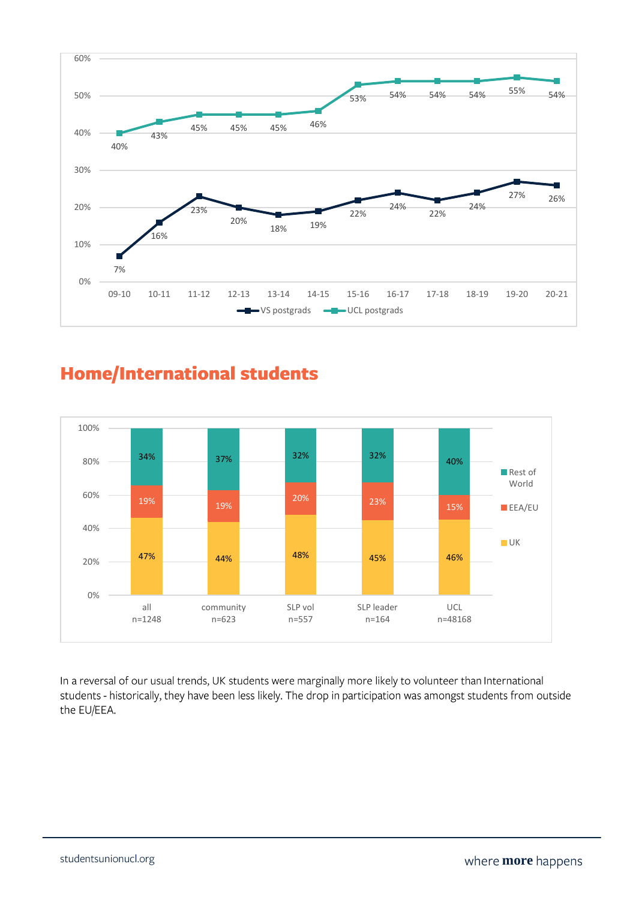| | 09-10 | 10-11 | 11-12 | 12-13 | 13-14 | 14-15 | 15-16 | 16-17 | 17-18 | 18-19 | 19-20 | 20-21 |
|---|---|---|---|---|---|---|---|---|---|---|---|---|
| VS postgrads | 7% | 16% | 23% | 20% | 18% | 19% | 22% | 24% | 22% | 24% | 27% | 26% |
| UCL postgrads | 40% | 43% | 45% | 45% | 45% | 46% | 53% | 54% | 54% | 54% | 55% | 54% |

## Home/International students

| | all n=1248 | community n=623 | SLP vol n=557 | SLP leader n=164 | UCL n=48168 |
|---|---|---|---|---|---|
| Rest of World | 34% | 37% | 32% | 32% | 40% |
| EEA/EU | 19% | 19% | 20% | 23% | 15% |
| UK | 47% | 44% | 48% | 45% | 46% |

In a reversal of our usual trends, UK students were marginally more likely to volunteer than International students - historically, they have been less likely. The drop in participation was amongst students from outside the EU/EEA.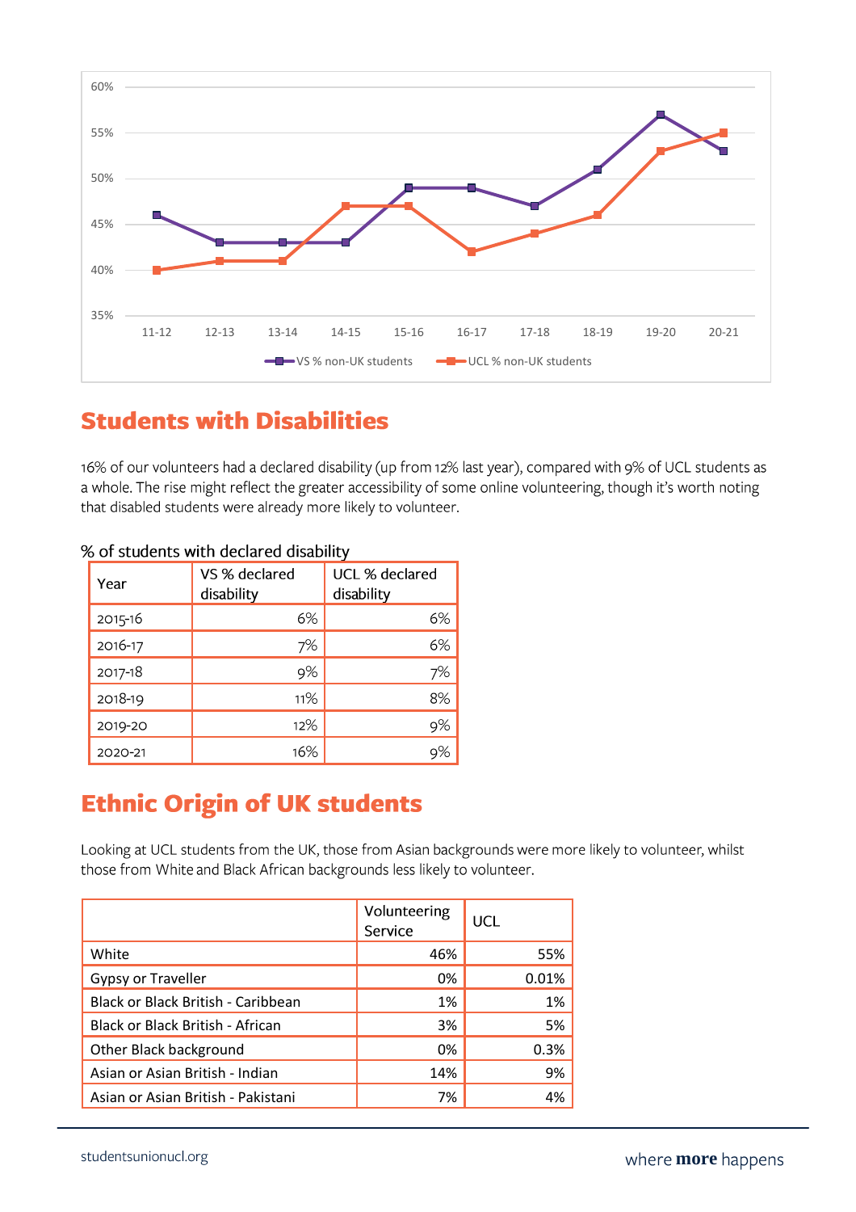## Students with Disabilities

16% of our volunteers had a declared disability (up from 12% last year), compared with 9% of UCL students as a whole. The rise might reflect the greater accessibility of some online volunteering, though it's worth noting that disabled students were already more likely to volunteer.

% of students with declared disability

| Year | VS % declared disability | UCL % declared disability |
|---|---|---|
| 2015-16 | 6% | 6% |
| 2016-17 | 7% | 6% |
| 2017-18 | 9% | 7% |
| 2018-19 | 11% | 8% |
| 2019-20 | 12% | 9% |
| 2020-21 | 16% | 9% |

## Ethnic Origin of UK students

Looking at UCL students from the UK, those from Asian backgrounds were more likely to volunteer, whilst those from White and Black African backgrounds less likely to volunteer.

| | Volunteering Service | UCL |
|---|---|---|
| White | 46% | 55% |
| Gypsy or Traveller | 0% | 0.01% |
| Black or Black British - Caribbean | 1% | 1% |
| Black or Black British - African | 3% | 5% |
| Other Black background | 0% | 0.3% |
| Asian or Asian British - Indian | 14% | 9% |
| Asian or Asian British - Pakistani | 7% | 4% |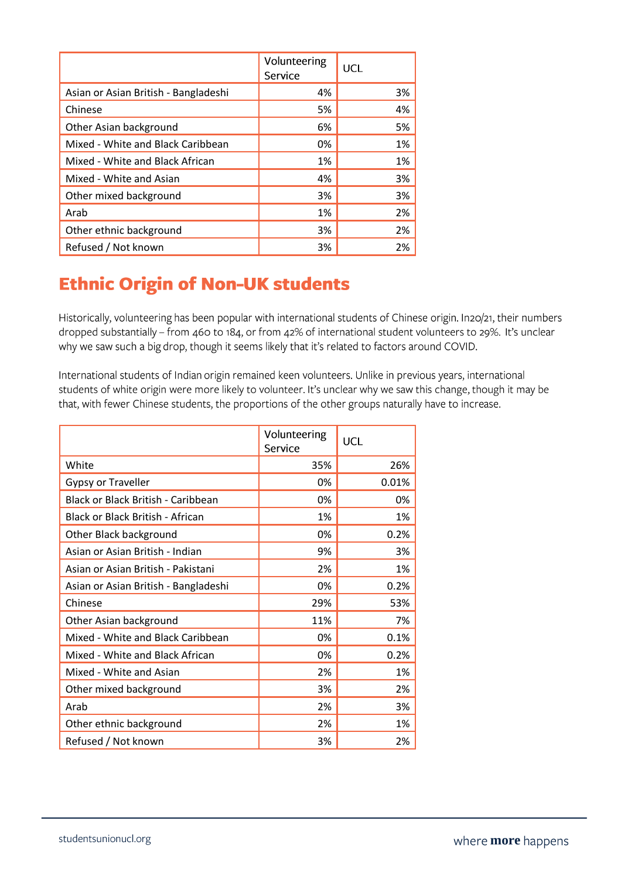| | Volunteering Service | UCL |
|---|---|---|
| Asian or Asian British - Bangladeshi | 4% | 3% |
| Chinese | 5% | 4% |
| Other Asian background | 6% | 5% |
| Mixed - White and Black Caribbean | 0% | 1% |
| Mixed - White and Black African | 1% | 1% |
| Mixed - White and Asian | 4% | 3% |
| Other mixed background | 3% | 3% |
| Arab | 1% | 2% |
| Other ethnic background | 3% | 2% |
| Refused / Not known | 3% | 2% |

## Ethnic Origin of Non-UK students

Historically, volunteering has been popular with international students of Chinese origin. In20/21, their numbers dropped substantially – from 460 to 184, or from 42% of international student volunteers to 29%. It's unclear why we saw such a big drop, though it seems likely that it's related to factors around COVID.

International students of Indian origin remained keen volunteers. Unlike in previous years, international students of white origin were more likely to volunteer. It's unclear why we saw this change, though it may be that, with fewer Chinese students, the proportions of the other groups naturally have to increase.

| | Volunteering Service | UCL |
|---|---|---|
| White | 35% | 26% |
| Gypsy or Traveller | 0% | 0.01% |
| Black or Black British - Caribbean | 0% | 0% |
| Black or Black British - African | 1% | 1% |
| Other Black background | 0% | 0.2% |
| Asian or Asian British - Indian | 9% | 3% |
| Asian or Asian British - Pakistani | 2% | 1% |
| Asian or Asian British - Bangladeshi | 0% | 0.2% |
| Chinese | 29% | 53% |
| Other Asian background | 11% | 7% |
| Mixed - White and Black Caribbean | 0% | 0.1% |
| Mixed - White and Black African | 0% | 0.2% |
| Mixed - White and Asian | 2% | 1% |
| Other mixed background | 3% | 2% |
| Arab | 2% | 3% |
| Other ethnic background | 2% | 1% |
| Refused / Not known | 3% | 2% |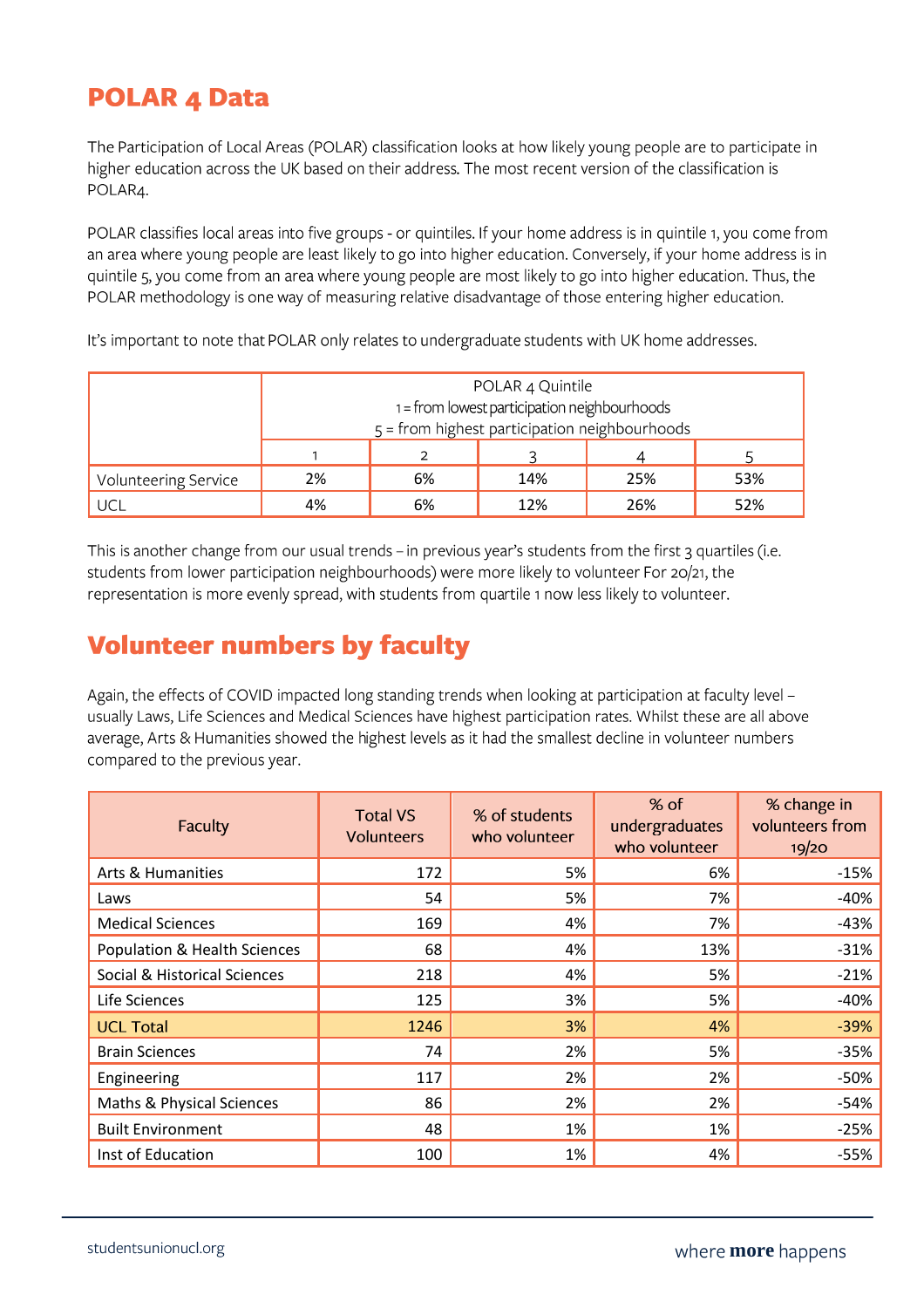## POLAR 4 Data

The Participation of Local Areas (POLAR) classification looks at how likely young people are to participate in higher education across the UK based on their address. The most recent version of the classification is POLAR4.

POLAR classifies local areas into five groups - or quintiles. If your home address is in quintile 1, you come from an area where young people are least likely to go into higher education. Conversely, if your home address is in quintile 5, you come from an area where young people are most likely to go into higher education. Thus, the POLAR methodology is one way of measuring relative disadvantage of those entering higher education.

It's important to note that POLAR only relates to undergraduate students with UK home addresses.

| | POLAR 4 Quintile<br>1 = from lowest participation neighbourhoods<br>5 = from highest participation neighbourhoods | | | | |
|---|---|---|---|---|---|
| | 1 | 2 | 3 | 4 | 5 |
| Volunteering Service | 2% | 6% | 14% | 25% | 53% |
| UCL | 4% | 6% | 12% | 26% | 52% |

This is another change from our usual trends – in previous year's students from the first 3 quartiles (i.e. students from lower participation neighbourhoods) were more likely to volunteer For 20/21, the representation is more evenly spread, with students from quartile 1 now less likely to volunteer.

## Volunteer numbers by faculty

Again, the effects of COVID impacted long standing trends when looking at participation at faculty level – usually Laws, Life Sciences and Medical Sciences have highest participation rates. Whilst these are all above average, Arts & Humanities showed the highest levels as it had the smallest decline in volunteer numbers compared to the previous year.

| Faculty | Total VS Volunteers | % of students who volunteer | % of undergraduates who volunteer | % change in volunteers from 19/20 |
|---|---|---|---|---|
| Arts & Humanities | 172 | 5% | 6% | -15% |
| Laws | 54 | 5% | 7% | -40% |
| Medical Sciences | 169 | 4% | 7% | -43% |
| Population & Health Sciences | 68 | 4% | 13% | -31% |
| Social & Historical Sciences | 218 | 4% | 5% | -21% |
| Life Sciences | 125 | 3% | 5% | -40% |
| UCL Total | 1246 | 3% | 4% | -39% |
| Brain Sciences | 74 | 2% | 5% | -35% |
| Engineering | 117 | 2% | 2% | -50% |
| Maths & Physical Sciences | 86 | 2% | 2% | -54% |
| Built Environment | 48 | 1% | 1% | -25% |
| Inst of Education | 100 | 1% | 4% | -55% |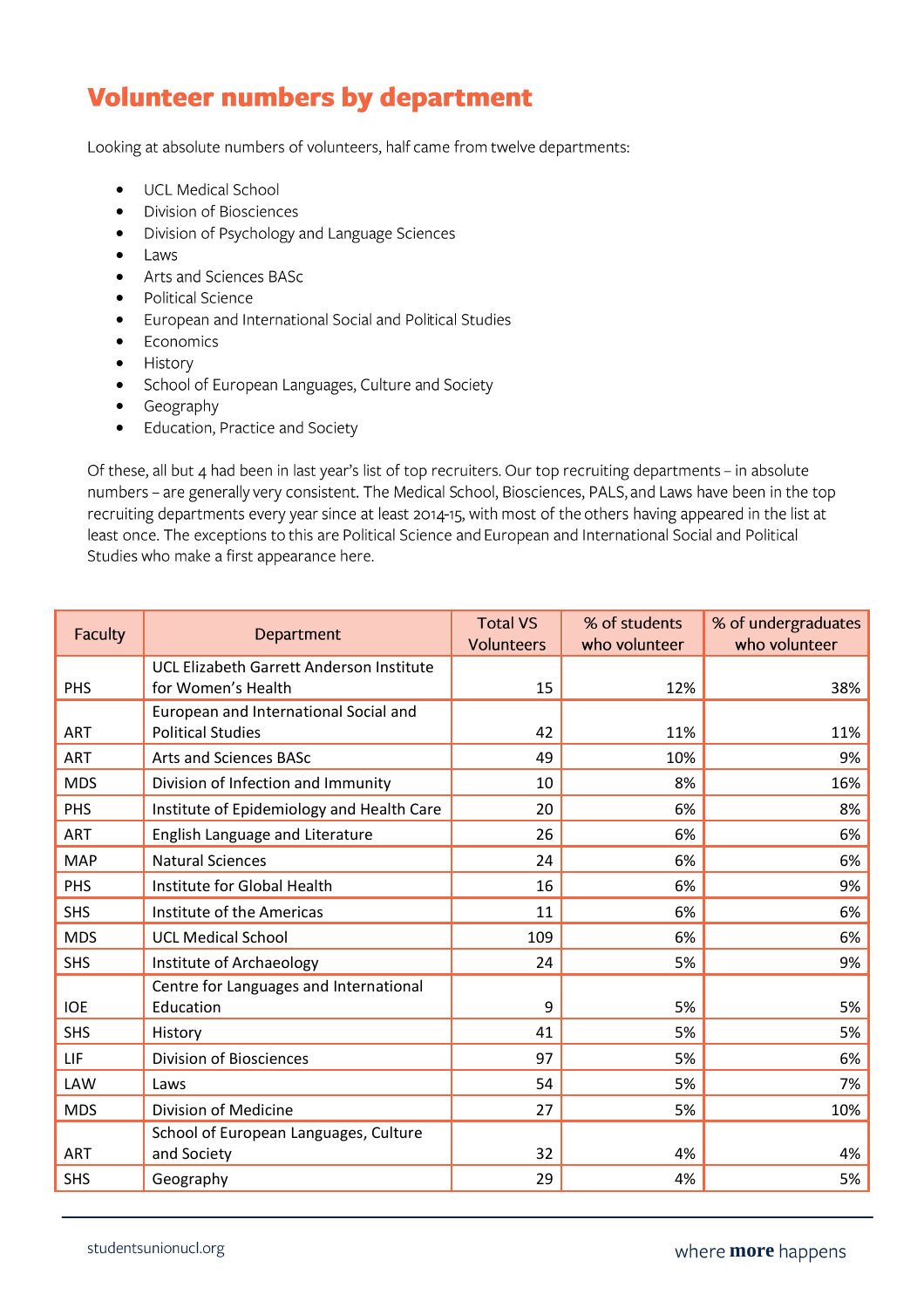# Volunteer numbers by department

Looking at absolute numbers of volunteers, half came from twelve departments:

- UCL Medical School
- Division of Biosciences
- Division of Psychology and Language Sciences
- Laws
- Arts and Sciences BASc
- Political Science
- European and International Social and Political Studies
- Economics
- History
- School of European Languages, Culture and Society
- Geography
- Education, Practice and Society

Of these, all but 4 had been in last year's list of top recruiters. Our top recruiting departments – in absolute numbers – are generally very consistent. The Medical School, Biosciences, PALS, and Laws have been in the top recruiting departments every year since at least 2014-15, with most of the others having appeared in the list at least once. The exceptions to this are Political Science and European and International Social and Political Studies who make a first appearance here.

| Faculty | Department | Total VS Volunteers | % of students who volunteer | % of undergraduates who volunteer |
|---|---|---|---|---|
| PHS | UCL Elizabeth Garrett Anderson Institute for Women's Health | 15 | 12% | 38% |
| ART | European and International Social and Political Studies | 42 | 11% | 11% |
| ART | Arts and Sciences BASc | 49 | 10% | 9% |
| MDS | Division of Infection and Immunity | 10 | 8% | 16% |
| PHS | Institute of Epidemiology and Health Care | 20 | 6% | 8% |
| ART | English Language and Literature | 26 | 6% | 6% |
| MAP | Natural Sciences | 24 | 6% | 6% |
| PHS | Institute for Global Health | 16 | 6% | 9% |
| SHS | Institute of the Americas | 11 | 6% | 6% |
| MDS | UCL Medical School | 109 | 6% | 6% |
| SHS | Institute of Archaeology | 24 | 5% | 9% |
| IOE | Centre for Languages and International Education | 9 | 5% | 5% |
| SHS | History | 41 | 5% | 5% |
| LIF | Division of Biosciences | 97 | 5% | 6% |
| LAW | Laws | 54 | 5% | 7% |
| MDS | Division of Medicine | 27 | 5% | 10% |
| ART | School of European Languages, Culture and Society | 32 | 4% | 4% |
| SHS | Geography | 29 | 4% | 5% |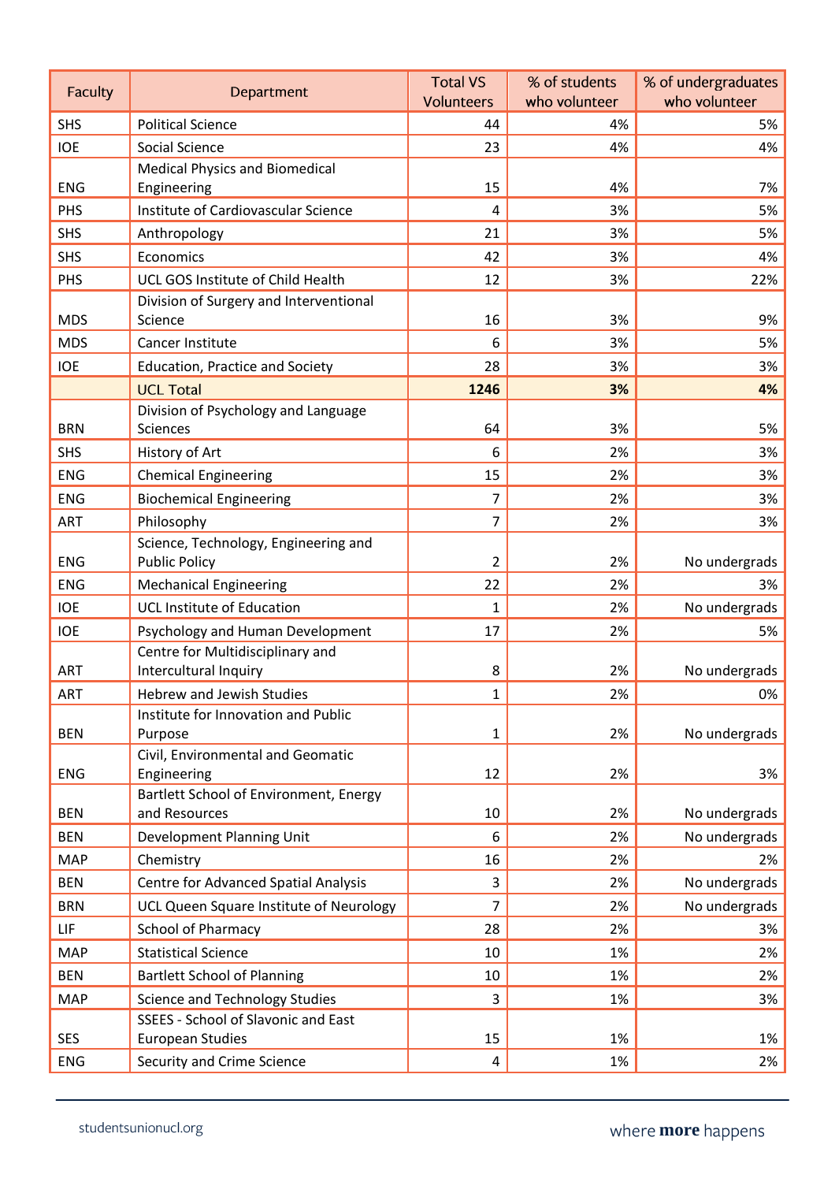| Faculty | Department | Total VS Volunteers | % of students who volunteer | % of undergraduates who volunteer |
|---|---|---|---|---|
| SHS | Political Science | 44 | 4% | 5% |
| IOE | Social Science | 23 | 4% | 4% |
| ENG | Medical Physics and Biomedical Engineering | 15 | 4% | 7% |
| PHS | Institute of Cardiovascular Science | 4 | 3% | 5% |
| SHS | Anthropology | 21 | 3% | 5% |
| SHS | Economics | 42 | 3% | 4% |
| PHS | UCL GOS Institute of Child Health | 12 | 3% | 22% |
| MDS | Division of Surgery and Interventional Science | 16 | 3% | 9% |
| MDS | Cancer Institute | 6 | 3% | 5% |
| IOE | Education, Practice and Society | 28 | 3% | 3% |
| | UCL Total | **1246** | **3%** | **4%** |
| BRN | Division of Psychology and Language Sciences | 64 | 3% | 5% |
| SHS | History of Art | 6 | 2% | 3% |
| ENG | Chemical Engineering | 15 | 2% | 3% |
| ENG | Biochemical Engineering | 7 | 2% | 3% |
| ART | Philosophy | 7 | 2% | 3% |
| ENG | Science, Technology, Engineering and Public Policy | 2 | 2% | No undergrads |
| ENG | Mechanical Engineering | 22 | 2% | 3% |
| IOE | UCL Institute of Education | 1 | 2% | No undergrads |
| IOE | Psychology and Human Development | 17 | 2% | 5% |
| ART | Centre for Multidisciplinary and Intercultural Inquiry | 8 | 2% | No undergrads |
| ART | Hebrew and Jewish Studies | 1 | 2% | 0% |
| BEN | Institute for Innovation and Public Purpose | 1 | 2% | No undergrads |
| ENG | Civil, Environmental and Geomatic Engineering | 12 | 2% | 3% |
| BEN | Bartlett School of Environment, Energy and Resources | 10 | 2% | No undergrads |
| BEN | Development Planning Unit | 6 | 2% | No undergrads |
| MAP | Chemistry | 16 | 2% | 2% |
| BEN | Centre for Advanced Spatial Analysis | 3 | 2% | No undergrads |
| BRN | UCL Queen Square Institute of Neurology | 7 | 2% | No undergrads |
| LIF | School of Pharmacy | 28 | 2% | 3% |
| MAP | Statistical Science | 10 | 1% | 2% |
| BEN | Bartlett School of Planning | 10 | 1% | 2% |
| MAP | Science and Technology Studies | 3 | 1% | 3% |
| SES | SSEES - School of Slavonic and East European Studies | 15 | 1% | 1% |
| ENG | Security and Crime Science | 4 | 1% | 2% |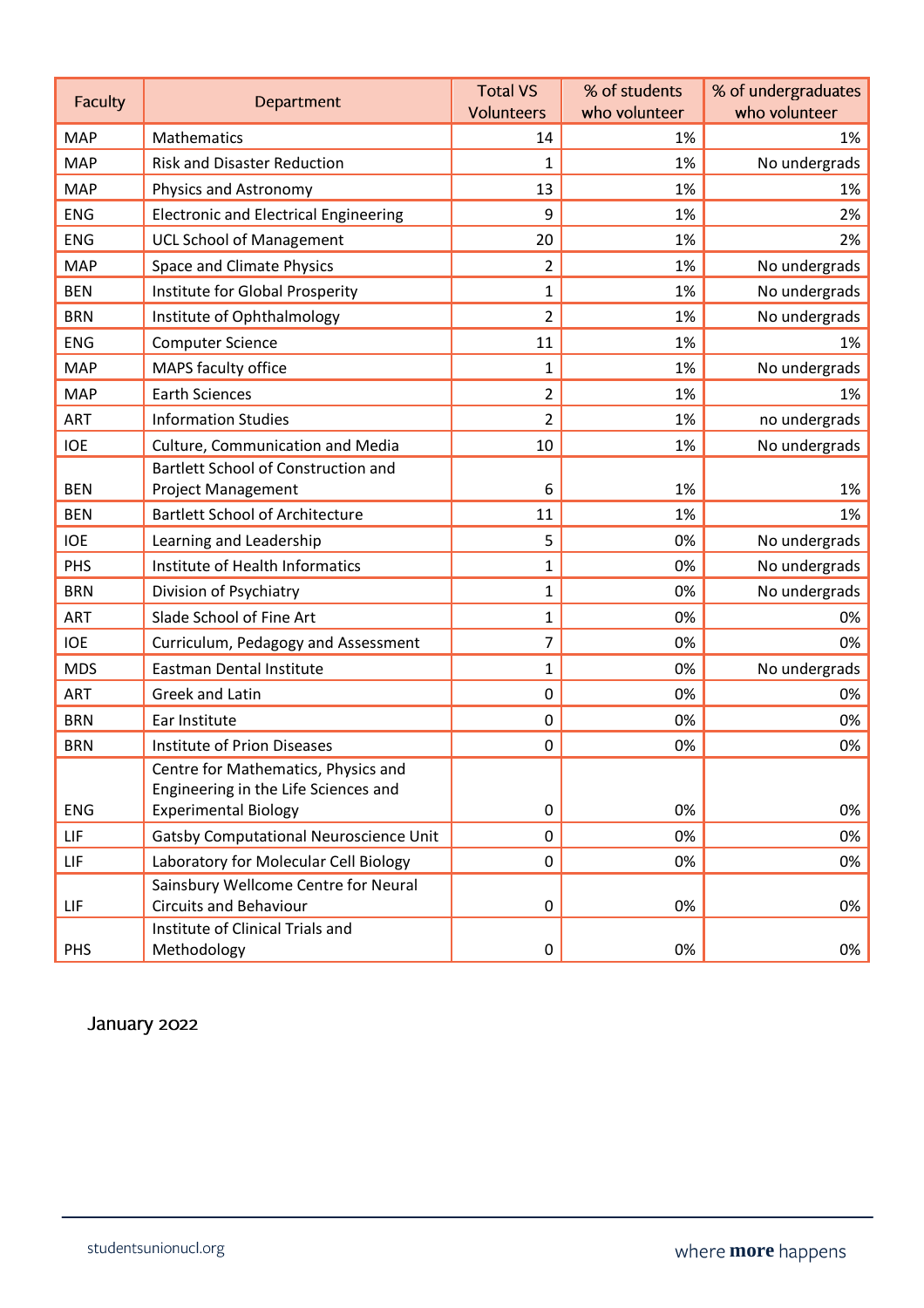| Faculty | Department | Total VS Volunteers | % of students who volunteer | % of undergraduates who volunteer |
|---|---|---|---|---|
| MAP | Mathematics | 14 | 1% | 1% |
| MAP | Risk and Disaster Reduction | 1 | 1% | No undergrads |
| MAP | Physics and Astronomy | 13 | 1% | 1% |
| ENG | Electronic and Electrical Engineering | 9 | 1% | 2% |
| ENG | UCL School of Management | 20 | 1% | 2% |
| MAP | Space and Climate Physics | 2 | 1% | No undergrads |
| BEN | Institute for Global Prosperity | 1 | 1% | No undergrads |
| BRN | Institute of Ophthalmology | 2 | 1% | No undergrads |
| ENG | Computer Science | 11 | 1% | 1% |
| MAP | MAPS faculty office | 1 | 1% | No undergrads |
| MAP | Earth Sciences | 2 | 1% | 1% |
| ART | Information Studies | 2 | 1% | no undergrads |
| IOE | Culture, Communication and Media | 10 | 1% | No undergrads |
| BEN | Bartlett School of Construction and Project Management | 6 | 1% | 1% |
| BEN | Bartlett School of Architecture | 11 | 1% | 1% |
| IOE | Learning and Leadership | 5 | 0% | No undergrads |
| PHS | Institute of Health Informatics | 1 | 0% | No undergrads |
| BRN | Division of Psychiatry | 1 | 0% | No undergrads |
| ART | Slade School of Fine Art | 1 | 0% | 0% |
| IOE | Curriculum, Pedagogy and Assessment | 7 | 0% | 0% |
| MDS | Eastman Dental Institute | 1 | 0% | No undergrads |
| ART | Greek and Latin | 0 | 0% | 0% |
| BRN | Ear Institute | 0 | 0% | 0% |
| BRN | Institute of Prion Diseases | 0 | 0% | 0% |
| ENG | Centre for Mathematics, Physics and Engineering in the Life Sciences and Experimental Biology | 0 | 0% | 0% |
| LIF | Gatsby Computational Neuroscience Unit | 0 | 0% | 0% |
| LIF | Laboratory for Molecular Cell Biology | 0 | 0% | 0% |
| LIF | Sainsbury Wellcome Centre for Neural Circuits and Behaviour | 0 | 0% | 0% |
| PHS | Institute of Clinical Trials and Methodology | 0 | 0% | 0% |

January 2022